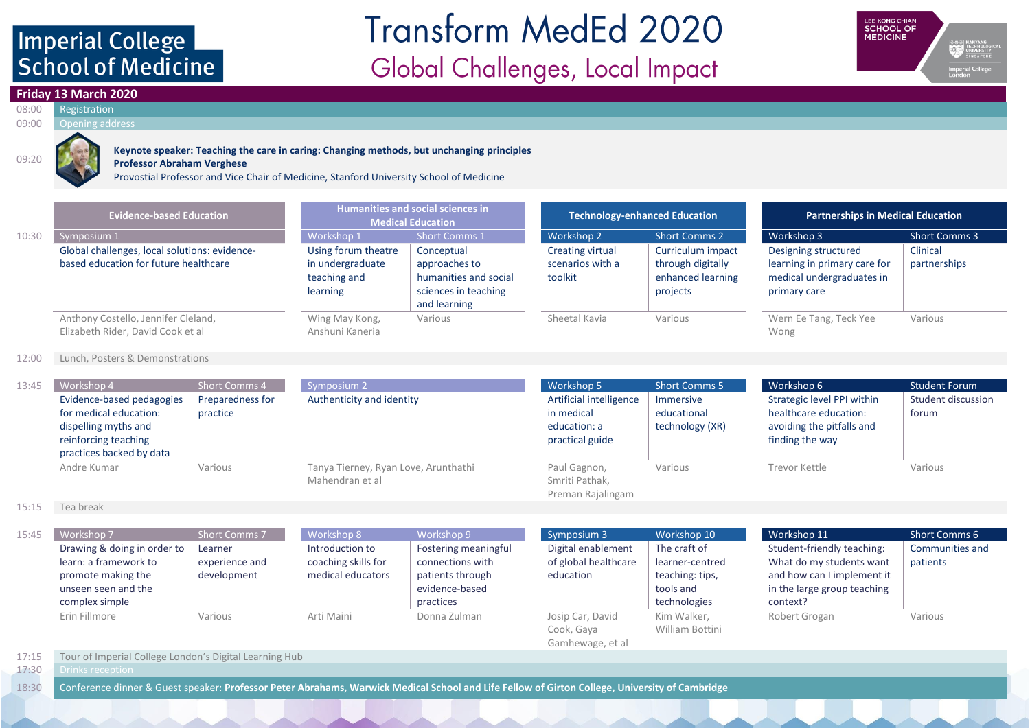# Transform MedEd 2020

## Global Challenges, Local Impact

Imperial College School of Medicine

Lee Kong Chian School of Medicine — Nanyang Technological University Singapore — Imperial College London

## Friday 13 March 2020

| Time | Session |
|---|---|
| 08:00 | Registration |
| 09:00 | Opening address |
| 09:20 | **Keynote speaker: Teaching the care in caring: Changing methods, but unchanging principles** **Professor Abraham Verghese** Provostial Professor and Vice Chair of Medicine, Stanford University School of Medicine |

| Time | Evidence-based Education | | Humanities and social sciences in Medical Education | | Technology-enhanced Education | | Partnerships in Medical Education | |
|---|---|---|---|---|---|---|---|---|
| 10:30 | Symposium 1 | | Workshop 1 | Short Comms 1 | Workshop 2 | Short Comms 2 | Workshop 3 | Short Comms 3 |
| | Global challenges, local solutions: evidence-based education for future healthcare | | Using forum theatre in undergraduate teaching and learning | Conceptual approaches to humanities and social sciences in teaching and learning | Creating virtual scenarios with a toolkit | Curriculum impact through digitally enhanced learning projects | Designing structured learning in primary care for medical undergraduates in primary care | Clinical partnerships |
| | Anthony Costello, Jennifer Cleland, Elizabeth Rider, David Cook et al | | Wing May Kong, Anshuni Kaneria | Various | Sheetal Kavia | Various | Wern Ee Tang, Teck Yee Wong | Various |
| 12:00 | Lunch, Posters & Demonstrations | | | | | | | |
| 13:45 | Workshop 4 | Short Comms 4 | Symposium 2 | | Workshop 5 | Short Comms 5 | Workshop 6 | Student Forum |
| | Evidence-based pedagogies for medical education: dispelling myths and reinforcing teaching practices backed by data | Preparedness for practice | Authenticity and identity | | Artificial intelligence in medical education: a practical guide | Immersive educational technology (XR) | Strategic level PPI within healthcare education: avoiding the pitfalls and finding the way | Student discussion forum |
| | Andre Kumar | Various | Tanya Tierney, Ryan Love, Arunthathi Mahendran et al | | Paul Gagnon, Smriti Pathak, Preman Rajalingam | Various | Trevor Kettle | Various |
| 15:15 | Tea break | | | | | | | |
| 15:45 | Workshop 7 | Short Comms 7 | Workshop 8 | Workshop 9 | Symposium 3 | Workshop 10 | Workshop 11 | Short Comms 6 |
| | Drawing & doing in order to learn: a framework to promote making the unseen seen and the complex simple | Learner experience and development | Introduction to coaching skills for medical educators | Fostering meaningful connections with patients through evidence-based practices | Digital enablement of global healthcare education | The craft of learner-centred teaching: tips, tools and technologies | Student-friendly teaching: What do my students want and how can I implement it in the large group teaching context? | Communities and patients |
| | Erin Fillmore | Various | Arti Maini | Donna Zulman | Josip Car, David Cook, Gaya Gamhewage, et al | Kim Walker, William Bottini | Robert Grogan | Various |

| Time | Session |
|---|---|
| 17:15 | Tour of Imperial College London's Digital Learning Hub |
| 17:30 | Drinks reception |
| 18:30 | Conference dinner & Guest speaker: **Professor Peter Abrahams, Warwick Medical School and Life Fellow of Girton College, University of Cambridge** |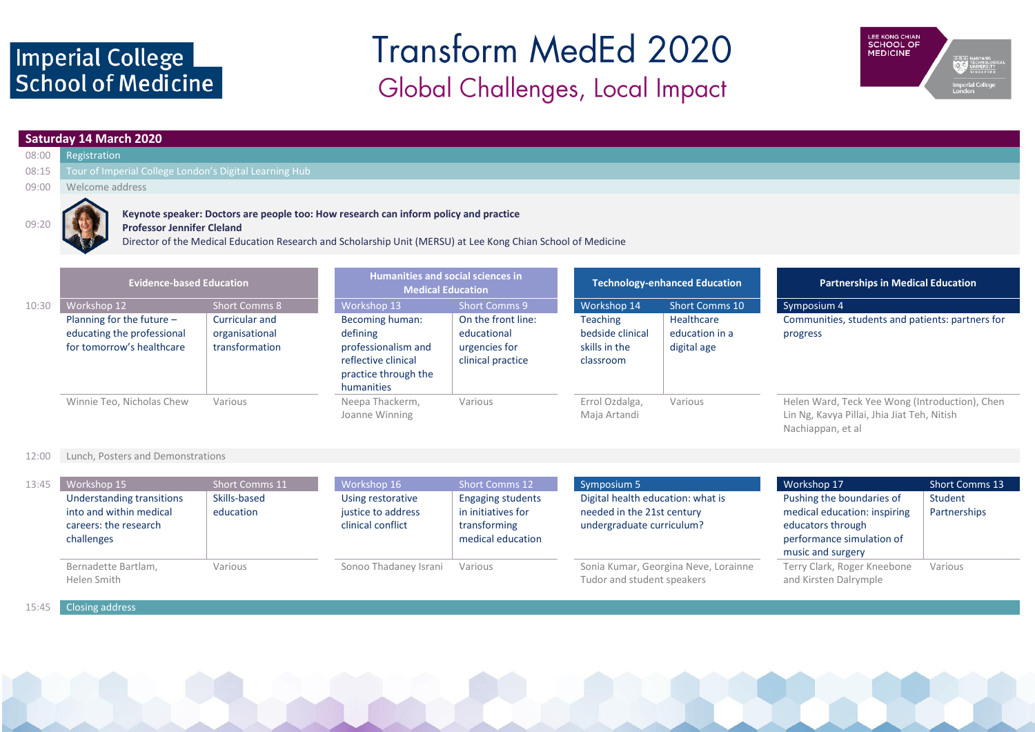# Transform MedEd 2020

## Global Challenges, Local Impact

### Saturday 14 March 2020

| Time | Session |
|---|---|
| 08:00 | Registration |
| 08:15 | Tour of Imperial College London's Digital Learning Hub |
| 09:00 | Welcome address |
| 09:20 | **Keynote speaker: Doctors are people too: How research can inform policy and practice**<br>**Professor Jennifer Cleland**<br>Director of the Medical Education Research and Scholarship Unit (MERSU) at Lee Kong Chian School of Medicine |

| Time | Evidence-based Education | | Humanities and social sciences in Medical Education | | Technology-enhanced Education | | Partnerships in Medical Education | |
|---|---|---|---|---|---|---|---|---|
| 10:30 | Workshop 12 | Short Comms 8 | Workshop 13 | Short Comms 9 | Workshop 14 | Short Comms 10 | Symposium 4 | |
| | Planning for the future – educating the professional for tomorrow's healthcare | Curricular and organisational transformation | Becoming human: defining professionalism and reflective clinical practice through the humanities | On the front line: educational urgencies for clinical practice | Teaching bedside clinical skills in the classroom | Healthcare education in a digital age | Communities, students and patients: partners for progress | |
| | Winnie Teo, Nicholas Chew | Various | Neepa Thackerm, Joanne Winning | Various | Errol Ozdalga, Maja Artandi | Various | Helen Ward, Teck Yee Wong (Introduction), Chen Lin Ng, Kavya Pillai, Jhia Jiat Teh, Nitish Nachiappan, et al | |
| 12:00 | Lunch, Posters and Demonstrations | | | | | | | |
| 13:45 | Workshop 15 | Short Comms 11 | Workshop 16 | Short Comms 12 | Symposium 5 | | Workshop 17 | Short Comms 13 |
| | Understanding transitions into and within medical careers: the research challenges | Skills-based education | Using restorative justice to address clinical conflict | Engaging students in initiatives for transforming medical education | Digital health education: what is needed in the 21st century undergraduate curriculum? | | Pushing the boundaries of medical education: inspiring educators through performance simulation of music and surgery | Student Partnerships |
| | Bernadette Bartlam, Helen Smith | Various | Sonoo Thadaney Israni | Various | Sonia Kumar, Georgina Neve, Lorainne Tudor and student speakers | | Terry Clark, Roger Kneebone and Kirsten Dalrymple | Various |
| 15:45 | Closing address | | | | | | | |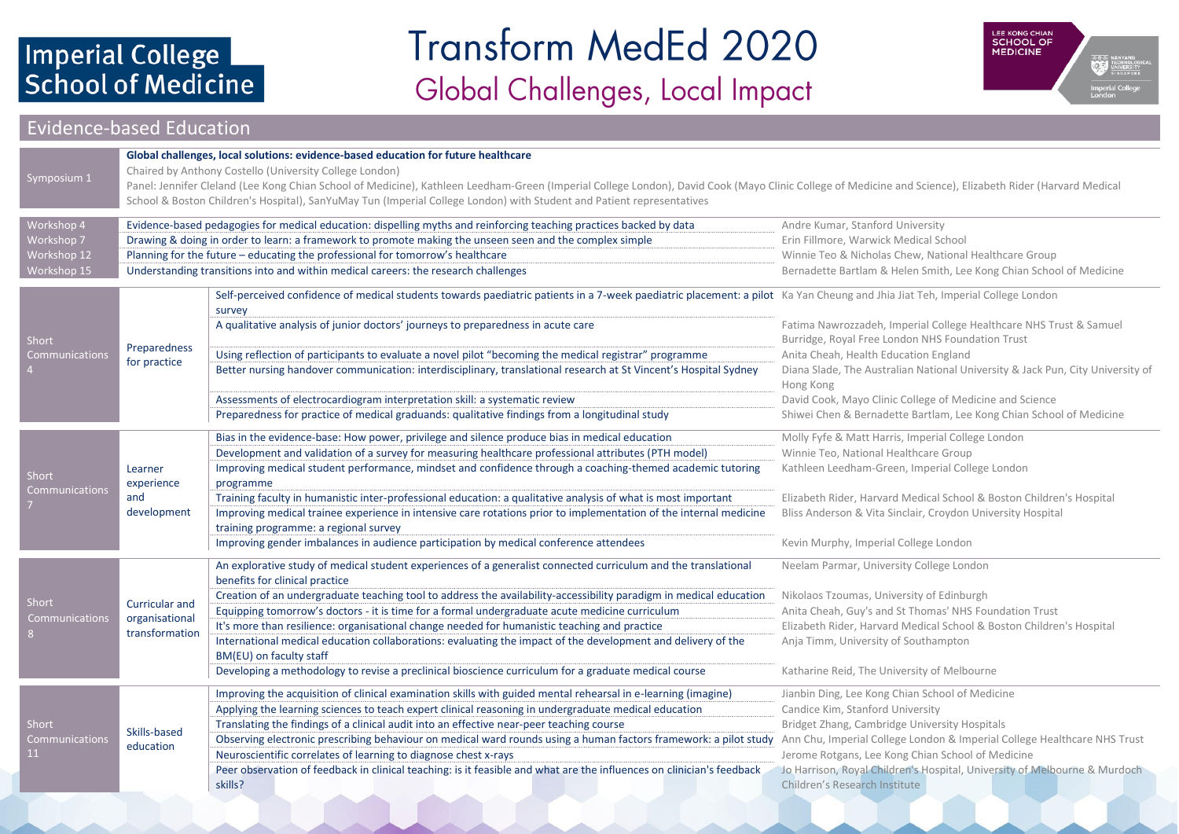Imperial College School of Medicine

# Transform MedEd 2020

## Global Challenges, Local Impact

LEE KONG CHIAN SCHOOL OF MEDICINE

### Evidence-based Education

| Session | | Title | Presenter(s) |
|---|---|---|---|
| Symposium 1 | | **Global challenges, local solutions: evidence-based education for future healthcare** Chaired by Anthony Costello (University College London) Panel: Jennifer Cleland (Lee Kong Chian School of Medicine), Kathleen Leedham-Green (Imperial College London), David Cook (Mayo Clinic College of Medicine and Science), Elizabeth Rider (Harvard Medical School & Boston Children's Hospital), SanYuMay Tun (Imperial College London) with Student and Patient representatives | |
| Workshop 4 | | Evidence-based pedagogies for medical education: dispelling myths and reinforcing teaching practices backed by data | Andre Kumar, Stanford University |
| Workshop 7 | | Drawing & doing in order to learn: a framework to promote making the unseen seen and the complex simple | Erin Fillmore, Warwick Medical School |
| Workshop 12 | | Planning for the future – educating the professional for tomorrow's healthcare | Winnie Teo & Nicholas Chew, National Healthcare Group |
| Workshop 15 | | Understanding transitions into and within medical careers: the research challenges | Bernadette Bartlam & Helen Smith, Lee Kong Chian School of Medicine |
| Short Communications 4 | Preparedness for practice | Self-perceived confidence of medical students towards paediatric patients in a 7-week paediatric placement: a pilot survey | Ka Yan Cheung and Jhia Jiat Teh, Imperial College London |
| | | A qualitative analysis of junior doctors' journeys to preparedness in acute care | Fatima Nawrozzadeh, Imperial College Healthcare NHS Trust & Samuel Burridge, Royal Free London NHS Foundation Trust |
| | | Using reflection of participants to evaluate a novel pilot "becoming the medical registrar" programme | Anita Cheah, Health Education England |
| | | Better nursing handover communication: interdisciplinary, translational research at St Vincent's Hospital Sydney | Diana Slade, The Australian National University & Jack Pun, City University of Hong Kong |
| | | Assessments of electrocardiogram interpretation skill: a systematic review | David Cook, Mayo Clinic College of Medicine and Science |
| | | Preparedness for practice of medical graduands: qualitative findings from a longitudinal study | Shiwei Chen & Bernadette Bartlam, Lee Kong Chian School of Medicine |
| Short Communications 7 | Learner experience and development | Bias in the evidence-base: How power, privilege and silence produce bias in medical education | Molly Fyfe & Matt Harris, Imperial College London |
| | | Development and validation of a survey for measuring healthcare professional attributes (PTH model) | Winnie Teo, National Healthcare Group |
| | | Improving medical student performance, mindset and confidence through a coaching-themed academic tutoring programme | Kathleen Leedham-Green, Imperial College London |
| | | Training faculty in humanistic inter-professional education: a qualitative analysis of what is most important | Elizabeth Rider, Harvard Medical School & Boston Children's Hospital |
| | | Improving medical trainee experience in intensive care rotations prior to implementation of the internal medicine training programme: a regional survey | Bliss Anderson & Vita Sinclair, Croydon University Hospital |
| | | Improving gender imbalances in audience participation by medical conference attendees | Kevin Murphy, Imperial College London |
| Short Communications 8 | Curricular and organisational transformation | An explorative study of medical student experiences of a generalist connected curriculum and the translational benefits for clinical practice | Neelam Parmar, University College London |
| | | Creation of an undergraduate teaching tool to address the availability-accessibility paradigm in medical education | Nikolaos Tzoumas, University of Edinburgh |
| | | Equipping tomorrow's doctors - it is time for a formal undergraduate acute medicine curriculum | Anita Cheah, Guy's and St Thomas' NHS Foundation Trust |
| | | It's more than resilience: organisational change needed for humanistic teaching and practice | Elizabeth Rider, Harvard Medical School & Boston Children's Hospital |
| | | International medical education collaborations: evaluating the impact of the development and delivery of the BM(EU) on faculty staff | Anja Timm, University of Southampton |
| | | Developing a methodology to revise a preclinical bioscience curriculum for a graduate medical course | Katharine Reid, The University of Melbourne |
| Short Communications 11 | Skills-based education | Improving the acquisition of clinical examination skills with guided mental rehearsal in e-learning (imagine) | Jianbin Ding, Lee Kong Chian School of Medicine |
| | | Applying the learning sciences to teach expert clinical reasoning in undergraduate medical education | Candice Kim, Stanford University |
| | | Translating the findings of a clinical audit into an effective near-peer teaching course | Bridget Zhang, Cambridge University Hospitals |
| | | Observing electronic prescribing behaviour on medical ward rounds using a human factors framework: a pilot study | Ann Chu, Imperial College London & Imperial College Healthcare NHS Trust |
| | | Neuroscientific correlates of learning to diagnose chest x-rays | Jerome Rotgans, Lee Kong Chian School of Medicine |
| | | Peer observation of feedback in clinical teaching: is it feasible and what are the influences on clinician's feedback skills? | Jo Harrison, Royal Children's Hospital, University of Melbourne & Murdoch Children's Research Institute |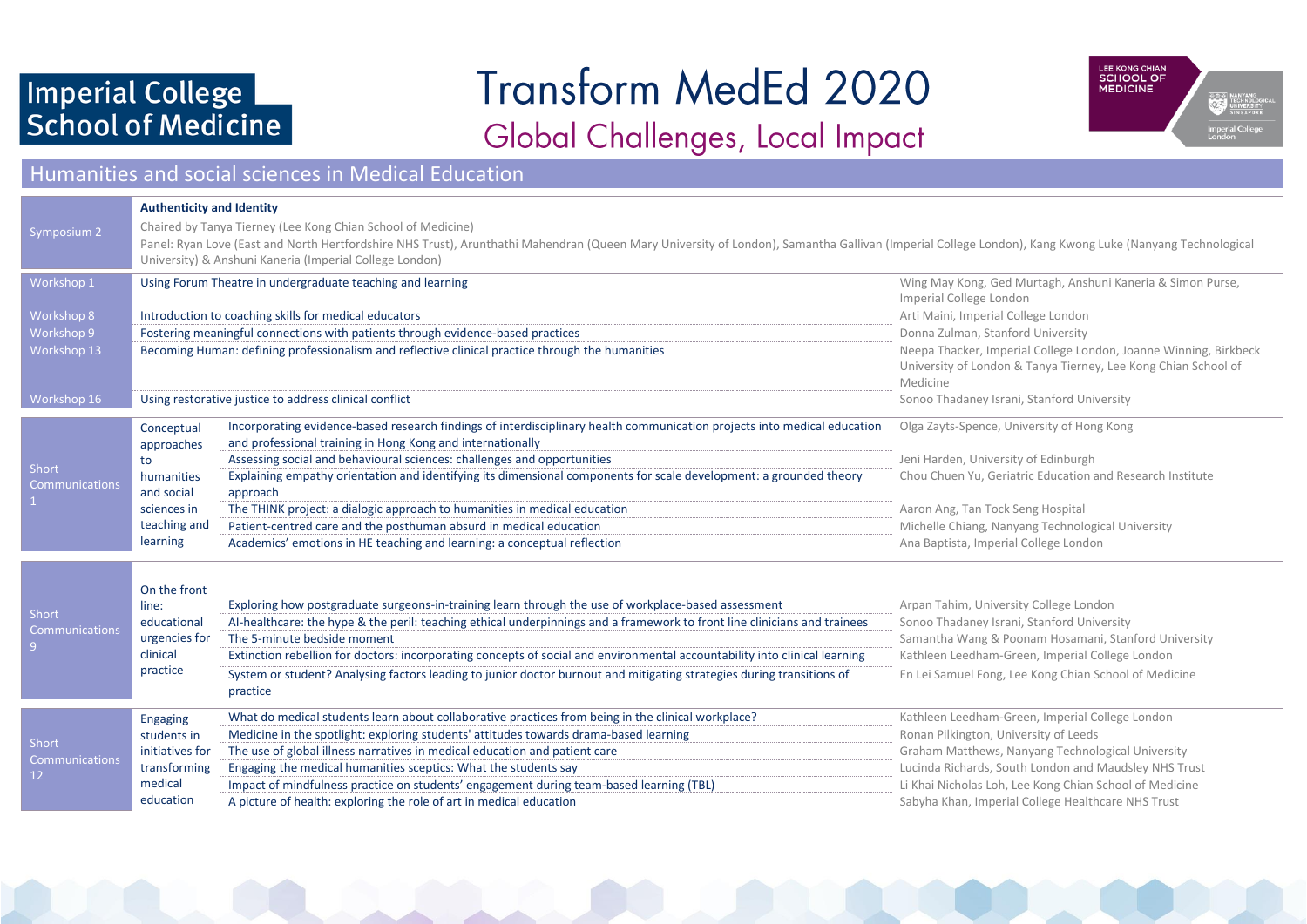Imperial College School of Medicine

# Transform MedEd 2020

## Global Challenges, Local Impact

LEE KONG CHIAN SCHOOL OF MEDICINE

## Humanities and social sciences in Medical Education

| Session | Theme | Title | Presenters |
|---|---|---|---|
| Symposium 2 | **Authenticity and Identity** Chaired by Tanya Tierney (Lee Kong Chian School of Medicine) Panel: Ryan Love (East and North Hertfordshire NHS Trust), Arunthathi Mahendran (Queen Mary University of London), Samantha Gallivan (Imperial College London), Kang Kwong Luke (Nanyang Technological University) & Anshuni Kaneria (Imperial College London) | | |
| Workshop 1 | | Using Forum Theatre in undergraduate teaching and learning | Wing May Kong, Ged Murtagh, Anshuni Kaneria & Simon Purse, Imperial College London |
| Workshop 8 | | Introduction to coaching skills for medical educators | Arti Maini, Imperial College London |
| Workshop 9 | | Fostering meaningful connections with patients through evidence-based practices | Donna Zulman, Stanford University |
| Workshop 13 | | Becoming Human: defining professionalism and reflective clinical practice through the humanities | Neepa Thacker, Imperial College London, Joanne Winning, Birkbeck University of London & Tanya Tierney, Lee Kong Chian School of Medicine |
| Workshop 16 | | Using restorative justice to address clinical conflict | Sonoo Thadaney Israni, Stanford University |
| Short Communications 1 | Conceptual approaches to humanities and social sciences in teaching and learning | Incorporating evidence-based research findings of interdisciplinary health communication projects into medical education and professional training in Hong Kong and internationally | Olga Zayts-Spence, University of Hong Kong |
| | | Assessing social and behavioural sciences: challenges and opportunities | Jeni Harden, University of Edinburgh |
| | | Explaining empathy orientation and identifying its dimensional components for scale development: a grounded theory approach | Chou Chuen Yu, Geriatric Education and Research Institute |
| | | The THINK project: a dialogic approach to humanities in medical education | Aaron Ang, Tan Tock Seng Hospital |
| | | Patient-centred care and the posthuman absurd in medical education | Michelle Chiang, Nanyang Technological University |
| | | Academics' emotions in HE teaching and learning: a conceptual reflection | Ana Baptista, Imperial College London |
| Short Communications 9 | On the front line: educational urgencies for clinical practice | Exploring how postgraduate surgeons-in-training learn through the use of workplace-based assessment | Arpan Tahim, University College London |
| | | AI-healthcare: the hype & the peril: teaching ethical underpinnings and a framework to front line clinicians and trainees | Sonoo Thadaney Israni, Stanford University |
| | | The 5-minute bedside moment | Samantha Wang & Poonam Hosamani, Stanford University |
| | | Extinction rebellion for doctors: incorporating concepts of social and environmental accountability into clinical learning | Kathleen Leedham-Green, Imperial College London |
| | | System or student? Analysing factors leading to junior doctor burnout and mitigating strategies during transitions of practice | En Lei Samuel Fong, Lee Kong Chian School of Medicine |
| Short Communications 12 | Engaging students in initiatives for transforming medical education | What do medical students learn about collaborative practices from being in the clinical workplace? | Kathleen Leedham-Green, Imperial College London |
| | | Medicine in the spotlight: exploring students' attitudes towards drama-based learning | Ronan Pilkington, University of Leeds |
| | | The use of global illness narratives in medical education and patient care | Graham Matthews, Nanyang Technological University |
| | | Engaging the medical humanities sceptics: What the students say | Lucinda Richards, South London and Maudsley NHS Trust |
| | | Impact of mindfulness practice on students' engagement during team-based learning (TBL) | Li Khai Nicholas Loh, Lee Kong Chian School of Medicine |
| | | A picture of health: exploring the role of art in medical education | Sabyha Khan, Imperial College Healthcare NHS Trust |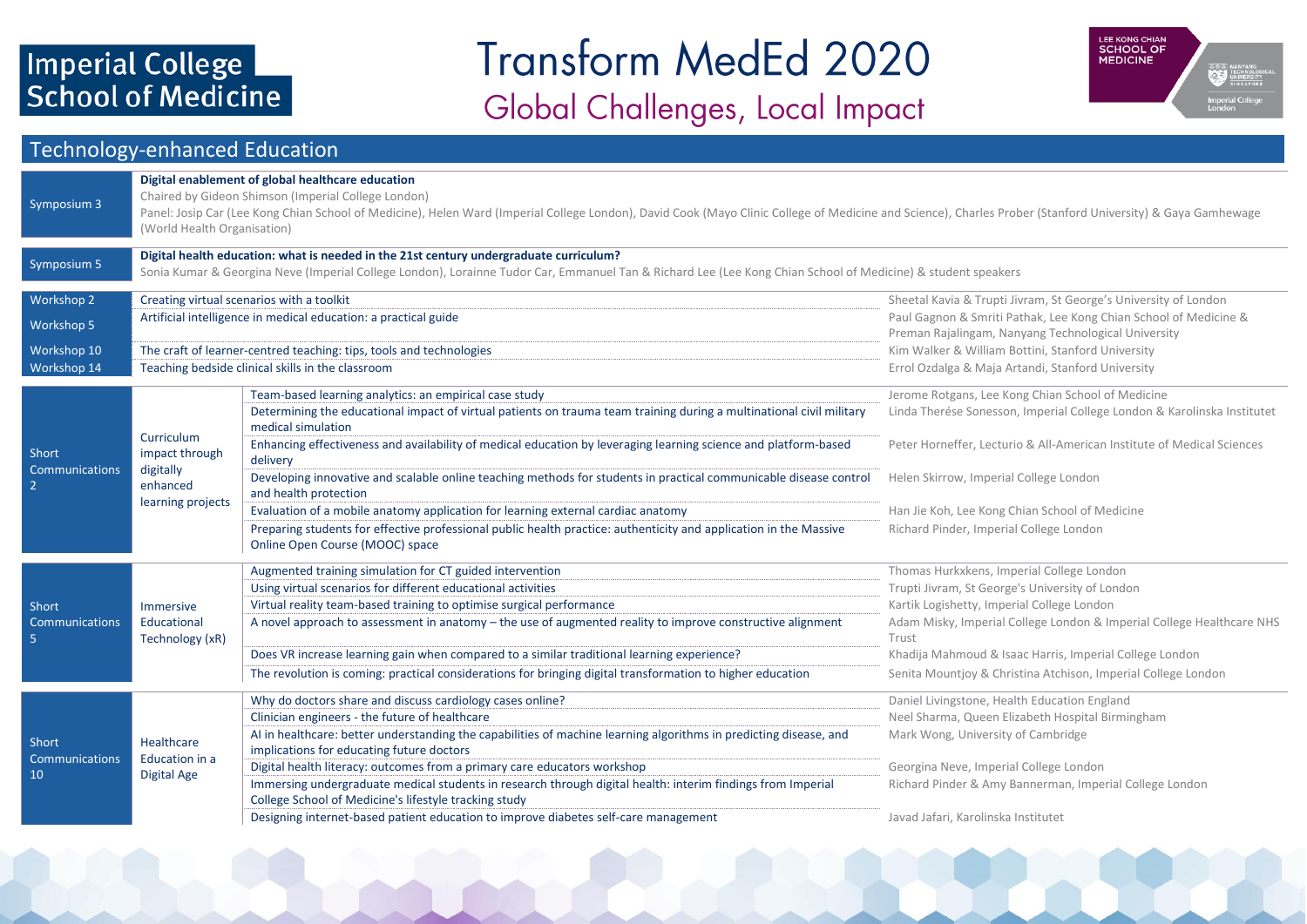Imperial College School of Medicine

# Transform MedEd 2020

## Global Challenges, Local Impact

LEE KONG CHIAN SCHOOL OF MEDICINE

## Technology-enhanced Education

| Session | Details |
|---|---|
| Symposium 3 | **Digital enablement of global healthcare education**<br>Chaired by Gideon Shimson (Imperial College London)<br>Panel: Josip Car (Lee Kong Chian School of Medicine), Helen Ward (Imperial College London), David Cook (Mayo Clinic College of Medicine and Science), Charles Prober (Stanford University) & Gaya Gamhewage (World Health Organisation) |
| Symposium 5 | **Digital health education: what is needed in the 21st century undergraduate curriculum?**<br>Sonia Kumar & Georgina Neve (Imperial College London), Lorainne Tudor Car, Emmanuel Tan & Richard Lee (Lee Kong Chian School of Medicine) & student speakers |

| Session | Title | Presenters |
|---|---|---|
| Workshop 2 | Creating virtual scenarios with a toolkit | Sheetal Kavia & Trupti Jivram, St George's University of London |
| Workshop 5 | Artificial intelligence in medical education: a practical guide | Paul Gagnon & Smriti Pathak, Lee Kong Chian School of Medicine & Preman Rajalingam, Nanyang Technological University |
| Workshop 10 | The craft of learner-centred teaching: tips, tools and technologies | Kim Walker & William Bottini, Stanford University |
| Workshop 14 | Teaching bedside clinical skills in the classroom | Errol Ozdalga & Maja Artandi, Stanford University |

| Session | Theme | Title | Presenters |
|---|---|---|---|
| Short Communications 2 | Curriculum impact through digitally enhanced learning projects | Team-based learning analytics: an empirical case study | Jerome Rotgans, Lee Kong Chian School of Medicine |
| | | Determining the educational impact of virtual patients on trauma team training during a multinational civil military medical simulation | Linda Therése Sonesson, Imperial College London & Karolinska Institutet |
| | | Enhancing effectiveness and availability of medical education by leveraging learning science and platform-based delivery | Peter Horneffer, Lecturio & All-American Institute of Medical Sciences |
| | | Developing innovative and scalable online teaching methods for students in practical communicable disease control and health protection | Helen Skirrow, Imperial College London |
| | | Evaluation of a mobile anatomy application for learning external cardiac anatomy | Han Jie Koh, Lee Kong Chian School of Medicine |
| | | Preparing students for effective professional public health practice: authenticity and application in the Massive Online Open Course (MOOC) space | Richard Pinder, Imperial College London |
| Short Communications 5 | Immersive Educational Technology (xR) | Augmented training simulation for CT guided intervention | Thomas Hurkxkens, Imperial College London |
| | | Using virtual scenarios for different educational activities | Trupti Jivram, St George's University of London |
| | | Virtual reality team-based training to optimise surgical performance | Kartik Logishetty, Imperial College London |
| | | A novel approach to assessment in anatomy – the use of augmented reality to improve constructive alignment | Adam Misky, Imperial College London & Imperial College Healthcare NHS Trust |
| | | Does VR increase learning gain when compared to a similar traditional learning experience? | Khadija Mahmoud & Isaac Harris, Imperial College London |
| | | The revolution is coming: practical considerations for bringing digital transformation to higher education | Senita Mountjoy & Christina Atchison, Imperial College London |
| Short Communications 10 | Healthcare Education in a Digital Age | Why do doctors share and discuss cardiology cases online? | Daniel Livingstone, Health Education England |
| | | Clinician engineers - the future of healthcare | Neel Sharma, Queen Elizabeth Hospital Birmingham |
| | | AI in healthcare: better understanding the capabilities of machine learning algorithms in predicting disease, and implications for educating future doctors | Mark Wong, University of Cambridge |
| | | Digital health literacy: outcomes from a primary care educators workshop | Georgina Neve, Imperial College London |
| | | Immersing undergraduate medical students in research through digital health: interim findings from Imperial College School of Medicine's lifestyle tracking study | Richard Pinder & Amy Bannerman, Imperial College London |
| | | Designing internet-based patient education to improve diabetes self-care management | Javad Jafari, Karolinska Institutet |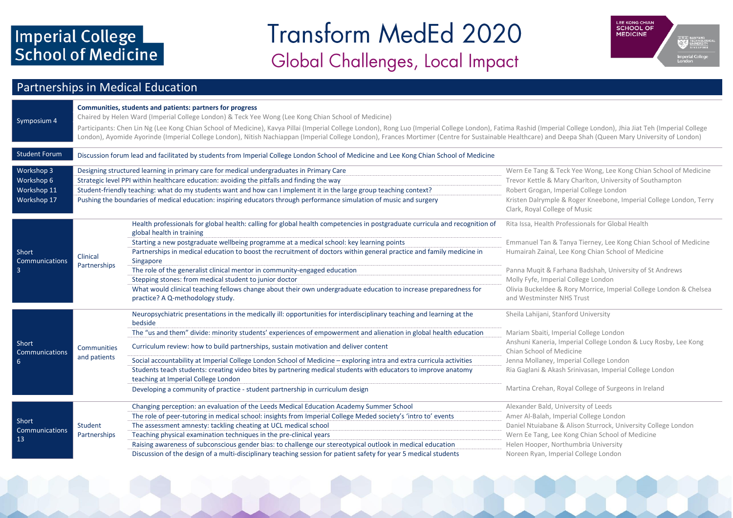Imperial College School of Medicine

# Transform MedEd 2020

## Global Challenges, Local Impact

LEE KONG CHIAN SCHOOL OF MEDICINE

## Partnerships in Medical Education

| | | | |
|---|---|---|---|
| Symposium 4 | **Communities, students and patients: partners for progress** Chaired by Helen Ward (Imperial College London) & Teck Yee Wong (Lee Kong Chian School of Medicine) Participants: Chen Lin Ng (Lee Kong Chian School of Medicine), Kavya Pillai (Imperial College London), Rong Luo (Imperial College London), Fatima Rashid (Imperial College London), Jhia Jiat Teh (Imperial College London), Ayomide Ayorinde (Imperial College London), Nitish Nachiappan (Imperial College London), Frances Mortimer (Centre for Sustainable Healthcare) and Deepa Shah (Queen Mary University of London) | | |
| Student Forum | Discussion forum lead and facilitated by students from Imperial College London School of Medicine and Lee Kong Chian School of Medicine | | |
| Workshop 3 | Designing structured learning in primary care for medical undergraduates in Primary Care | | Wern Ee Tang & Teck Yee Wong, Lee Kong Chian School of Medicine |
| Workshop 6 | Strategic level PPI within healthcare education: avoiding the pitfalls and finding the way | | Trevor Kettle & Mary Charlton, University of Southampton |
| Workshop 11 | Student-friendly teaching: what do my students want and how can I implement it in the large group teaching context? | | Robert Grogan, Imperial College London |
| Workshop 17 | Pushing the boundaries of medical education: inspiring educators through performance simulation of music and surgery | | Kristen Dalrymple & Roger Kneebone, Imperial College London, Terry Clark, Royal College of Music |
| Short Communications 3 | Clinical Partnerships | Health professionals for global health: calling for global health competencies in postgraduate curricula and recognition of global health in training | Rita Issa, Health Professionals for Global Health |
| | | Starting a new postgraduate wellbeing programme at a medical school: key learning points | Emmanuel Tan & Tanya Tierney, Lee Kong Chian School of Medicine |
| | | Partnerships in medical education to boost the recruitment of doctors within general practice and family medicine in Singapore | Humairah Zainal, Lee Kong Chian School of Medicine |
| | | The role of the generalist clinical mentor in community-engaged education | Panna Muqit & Farhana Badshah, University of St Andrews |
| | | Stepping stones: from medical student to junior doctor | Molly Fyfe, Imperial College London |
| | | What would clinical teaching fellows change about their own undergraduate education to increase preparedness for practice? A Q-methodology study. | Olivia Buckeldee & Rory Morrice, Imperial College London & Chelsea and Westminster NHS Trust |
| Short Communications 6 | Communities and patients | Neuropsychiatric presentations in the medically ill: opportunities for interdisciplinary teaching and learning at the bedside | Sheila Lahijani, Stanford University |
| | | The "us and them" divide: minority students' experiences of empowerment and alienation in global health education | Mariam Sbaiti, Imperial College London |
| | | Curriculum review: how to build partnerships, sustain motivation and deliver content | Anshuni Kaneria, Imperial College London & Lucy Rosby, Lee Kong Chian School of Medicine |
| | | Social accountability at Imperial College London School of Medicine – exploring intra and extra curricula activities | Jenna Mollaney, Imperial College London |
| | | Students teach students: creating video bites by partnering medical students with educators to improve anatomy teaching at Imperial College London | Ria Gaglani & Akash Srinivasan, Imperial College London |
| | | Developing a community of practice - student partnership in curriculum design | Martina Crehan, Royal College of Surgeons in Ireland |
| Short Communications 13 | Student Partnerships | Changing perception: an evaluation of the Leeds Medical Education Academy Summer School | Alexander Bald, University of Leeds |
| | | The role of peer-tutoring in medical school: insights from Imperial College Meded society's 'intro to' events | Amer Al-Balah, Imperial College London |
| | | The assessment amnesty: tackling cheating at UCL medical school | Daniel Ntuiabane & Alison Sturrock, University College London |
| | | Teaching physical examination techniques in the pre-clinical years | Wern Ee Tang, Lee Kong Chian School of Medicine |
| | | Raising awareness of subconscious gender bias: to challenge our stereotypical outlook in medical education | Helen Hooper, Northumbria University |
| | | Discussion of the design of a multi-disciplinary teaching session for patient safety for year 5 medical students | Noreen Ryan, Imperial College London |